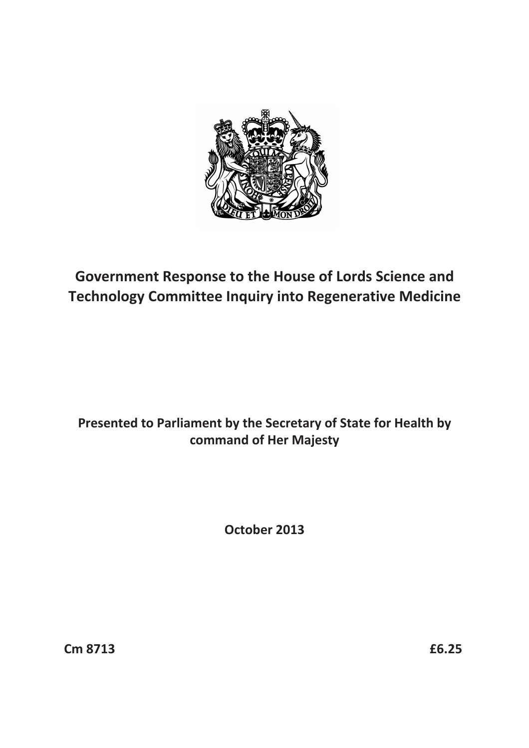# Government Response to the House of Lords Science and Technology Committee Inquiry into Regenerative Medicine

**Presented to Parliament by the Secretary of State for Health by command of Her Majesty**

**October 2013**

**Cm 8713** **£6.25**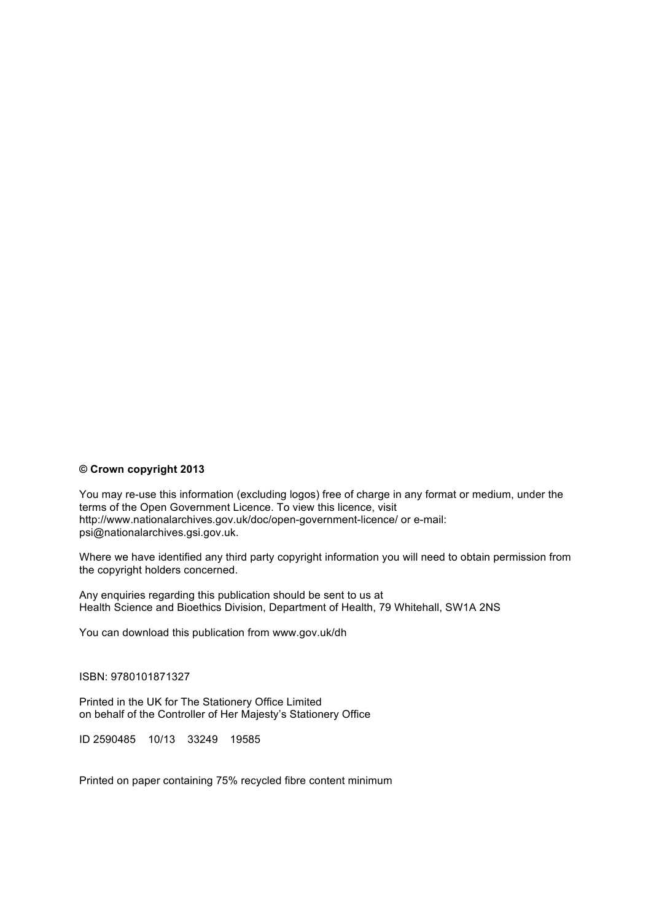**© Crown copyright 2013**

You may re-use this information (excluding logos) free of charge in any format or medium, under the terms of the Open Government Licence. To view this licence, visit http://www.nationalarchives.gov.uk/doc/open-government-licence/ or e-mail: psi@nationalarchives.gsi.gov.uk.

Where we have identified any third party copyright information you will need to obtain permission from the copyright holders concerned.

Any enquiries regarding this publication should be sent to us at
Health Science and Bioethics Division, Department of Health, 79 Whitehall, SW1A 2NS

You can download this publication from www.gov.uk/dh

ISBN: 9780101871327

Printed in the UK for The Stationery Office Limited
on behalf of the Controller of Her Majesty's Stationery Office

ID 2590485 10/13 33249 19585

Printed on paper containing 75% recycled fibre content minimum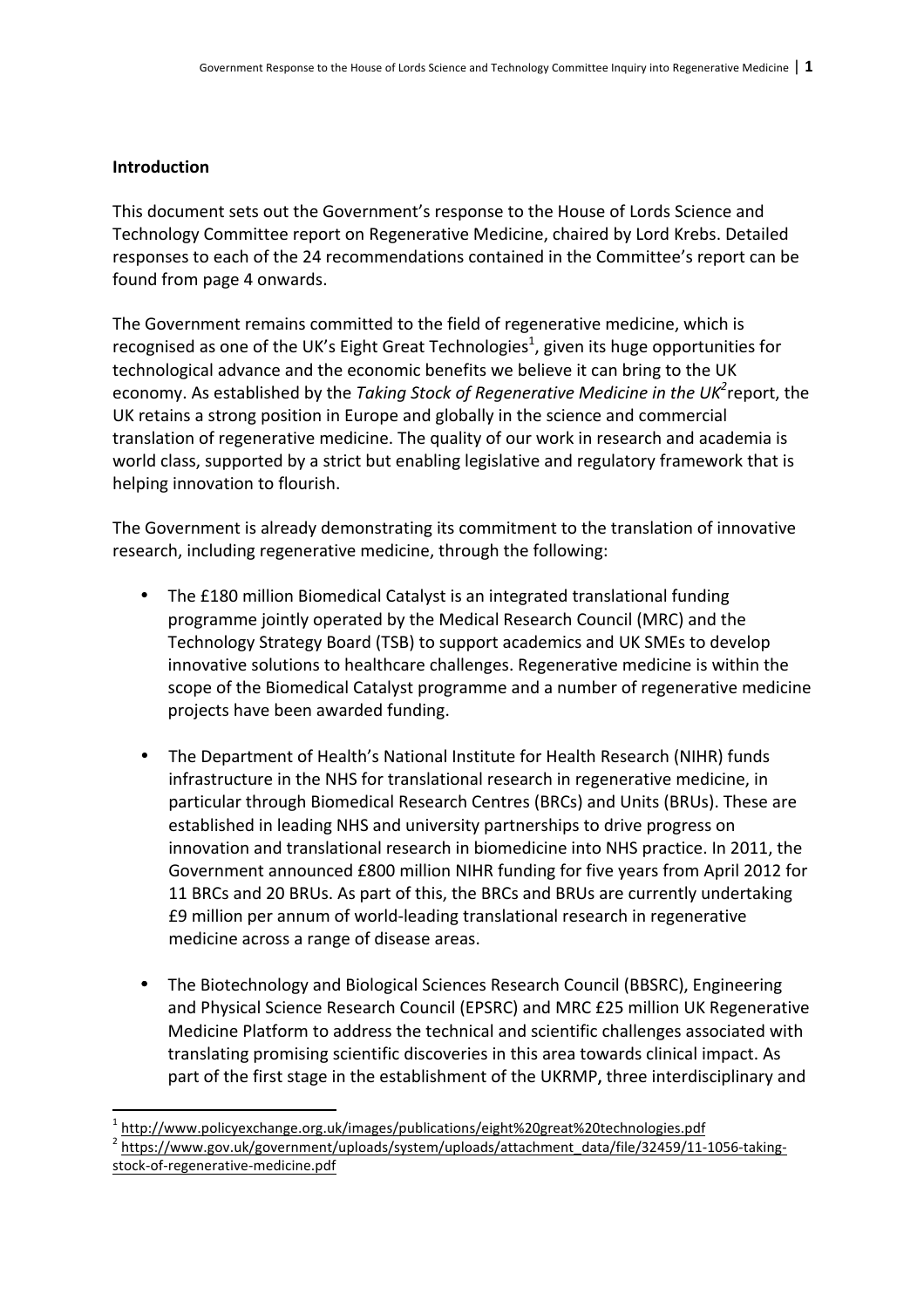## Introduction

This document sets out the Government's response to the House of Lords Science and Technology Committee report on Regenerative Medicine, chaired by Lord Krebs. Detailed responses to each of the 24 recommendations contained in the Committee's report can be found from page 4 onwards.

The Government remains committed to the field of regenerative medicine, which is recognised as one of the UK's Eight Great Technologies[1], given its huge opportunities for technological advance and the economic benefits we believe it can bring to the UK economy. As established by the *Taking Stock of Regenerative Medicine in the UK*[2] report, the UK retains a strong position in Europe and globally in the science and commercial translation of regenerative medicine. The quality of our work in research and academia is world class, supported by a strict but enabling legislative and regulatory framework that is helping innovation to flourish.

The Government is already demonstrating its commitment to the translation of innovative research, including regenerative medicine, through the following:

- The £180 million Biomedical Catalyst is an integrated translational funding programme jointly operated by the Medical Research Council (MRC) and the Technology Strategy Board (TSB) to support academics and UK SMEs to develop innovative solutions to healthcare challenges. Regenerative medicine is within the scope of the Biomedical Catalyst programme and a number of regenerative medicine projects have been awarded funding.

- The Department of Health's National Institute for Health Research (NIHR) funds infrastructure in the NHS for translational research in regenerative medicine, in particular through Biomedical Research Centres (BRCs) and Units (BRUs). These are established in leading NHS and university partnerships to drive progress on innovation and translational research in biomedicine into NHS practice. In 2011, the Government announced £800 million NIHR funding for five years from April 2012 for 11 BRCs and 20 BRUs. As part of this, the BRCs and BRUs are currently undertaking £9 million per annum of world-leading translational research in regenerative medicine across a range of disease areas.

- The Biotechnology and Biological Sciences Research Council (BBSRC), Engineering and Physical Science Research Council (EPSRC) and MRC £25 million UK Regenerative Medicine Platform to address the technical and scientific challenges associated with translating promising scientific discoveries in this area towards clinical impact. As part of the first stage in the establishment of the UKRMP**,** three interdisciplinary and

[1] http://www.policyexchange.org.uk/images/publications/eight%20great%20technologies.pdf

[2] https://www.gov.uk/government/uploads/system/uploads/attachment_data/file/32459/11-1056-taking-stock-of-regenerative-medicine.pdf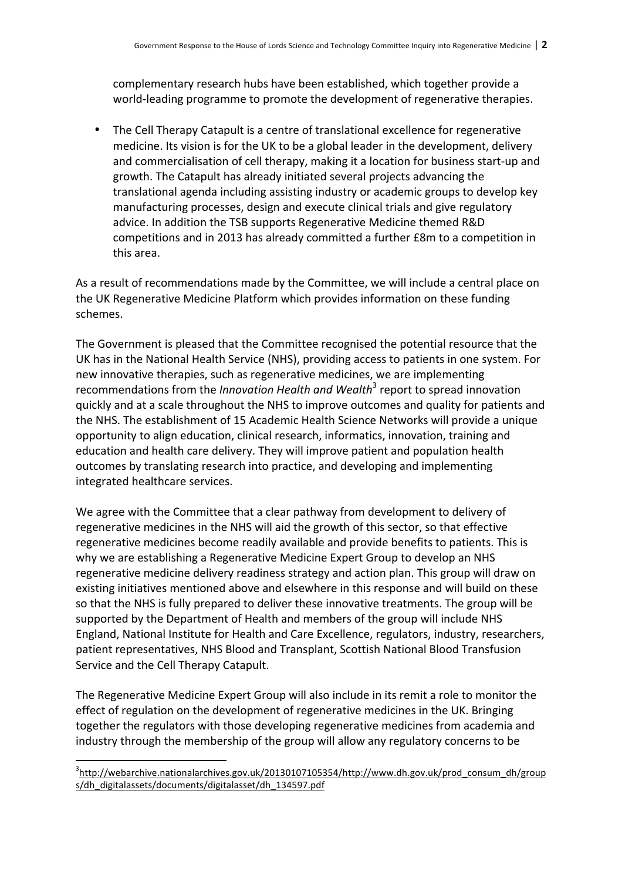complementary research hubs have been established, which together provide a world-leading programme to promote the development of regenerative therapies.

- The Cell Therapy Catapult is a centre of translational excellence for regenerative medicine. Its vision is for the UK to be a global leader in the development, delivery and commercialisation of cell therapy, making it a location for business start-up and growth. The Catapult has already initiated several projects advancing the translational agenda including assisting industry or academic groups to develop key manufacturing processes, design and execute clinical trials and give regulatory advice. In addition the TSB supports Regenerative Medicine themed R&D competitions and in 2013 has already committed a further £8m to a competition in this area.

As a result of recommendations made by the Committee, we will include a central place on the UK Regenerative Medicine Platform which provides information on these funding schemes.

The Government is pleased that the Committee recognised the potential resource that the UK has in the National Health Service (NHS), providing access to patients in one system. For new innovative therapies, such as regenerative medicines, we are implementing recommendations from the *Innovation Health and Wealth*[3] report to spread innovation quickly and at a scale throughout the NHS to improve outcomes and quality for patients and the NHS. The establishment of 15 Academic Health Science Networks will provide a unique opportunity to align education, clinical research, informatics, innovation, training and education and health care delivery. They will improve patient and population health outcomes by translating research into practice, and developing and implementing integrated healthcare services.

We agree with the Committee that a clear pathway from development to delivery of regenerative medicines in the NHS will aid the growth of this sector, so that effective regenerative medicines become readily available and provide benefits to patients. This is why we are establishing a Regenerative Medicine Expert Group to develop an NHS regenerative medicine delivery readiness strategy and action plan. This group will draw on existing initiatives mentioned above and elsewhere in this response and will build on these so that the NHS is fully prepared to deliver these innovative treatments. The group will be supported by the Department of Health and members of the group will include NHS England, National Institute for Health and Care Excellence, regulators, industry, researchers, patient representatives, NHS Blood and Transplant, Scottish National Blood Transfusion Service and the Cell Therapy Catapult.

The Regenerative Medicine Expert Group will also include in its remit a role to monitor the effect of regulation on the development of regenerative medicines in the UK. Bringing together the regulators with those developing regenerative medicines from academia and industry through the membership of the group will allow any regulatory concerns to be

[3] http://webarchive.nationalarchives.gov.uk/20130107105354/http://www.dh.gov.uk/prod_consum_dh/groups/dh_digitalassets/documents/digitalasset/dh_134597.pdf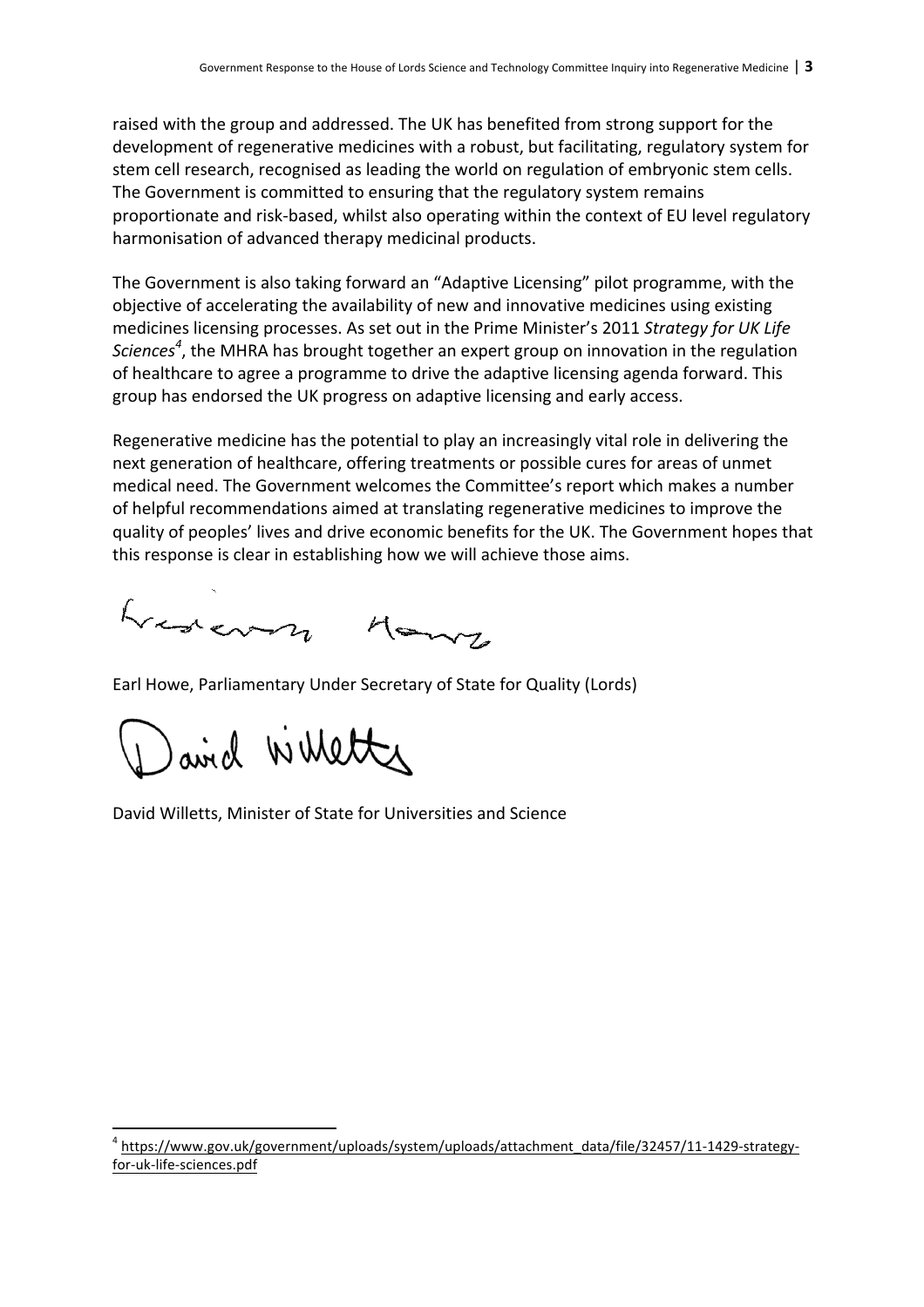raised with the group and addressed. The UK has benefited from strong support for the development of regenerative medicines with a robust, but facilitating, regulatory system for stem cell research, recognised as leading the world on regulation of embryonic stem cells. The Government is committed to ensuring that the regulatory system remains proportionate and risk-based, whilst also operating within the context of EU level regulatory harmonisation of advanced therapy medicinal products.

The Government is also taking forward an "Adaptive Licensing" pilot programme, with the objective of accelerating the availability of new and innovative medicines using existing medicines licensing processes. As set out in the Prime Minister's 2011 *Strategy for UK Life Sciences*[4], the MHRA has brought together an expert group on innovation in the regulation of healthcare to agree a programme to drive the adaptive licensing agenda forward. This group has endorsed the UK progress on adaptive licensing and early access.

Regenerative medicine has the potential to play an increasingly vital role in delivering the next generation of healthcare, offering treatments or possible cures for areas of unmet medical need. The Government welcomes the Committee's report which makes a number of helpful recommendations aimed at translating regenerative medicines to improve the quality of peoples' lives and drive economic benefits for the UK. The Government hopes that this response is clear in establishing how we will achieve those aims.

Earl Howe, Parliamentary Under Secretary of State for Quality (Lords)

David Willetts, Minister of State for Universities and Science

---

[4] https://www.gov.uk/government/uploads/system/uploads/attachment_data/file/32457/11-1429-strategy-for-uk-life-sciences.pdf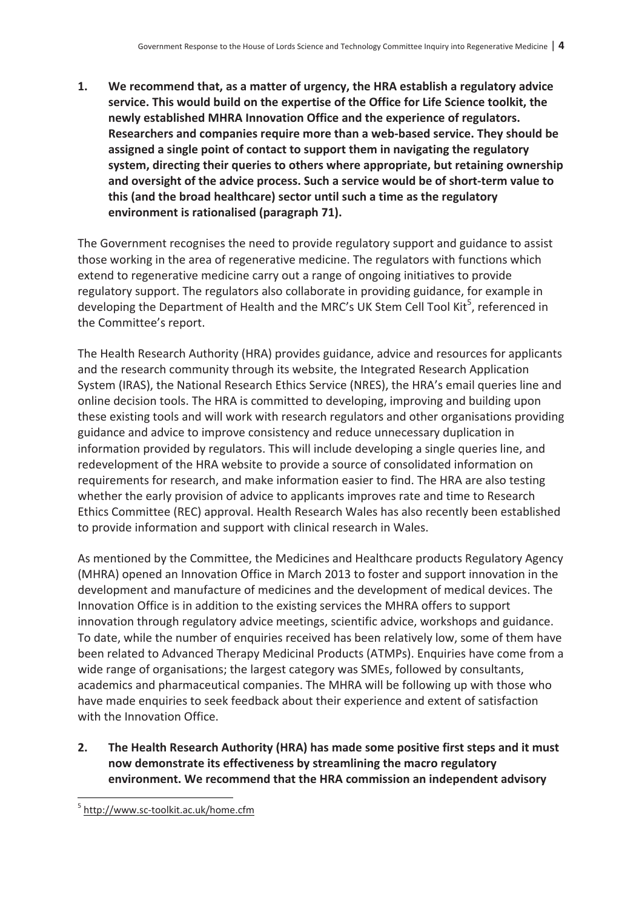**1. We recommend that, as a matter of urgency, the HRA establish a regulatory advice service. This would build on the expertise of the Office for Life Science toolkit, the newly established MHRA Innovation Office and the experience of regulators. Researchers and companies require more than a web-based service. They should be assigned a single point of contact to support them in navigating the regulatory system, directing their queries to others where appropriate, but retaining ownership and oversight of the advice process. Such a service would be of short-term value to this (and the broad healthcare) sector until such a time as the regulatory environment is rationalised (paragraph 71).**

The Government recognises the need to provide regulatory support and guidance to assist those working in the area of regenerative medicine. The regulators with functions which extend to regenerative medicine carry out a range of ongoing initiatives to provide regulatory support. The regulators also collaborate in providing guidance, for example in developing the Department of Health and the MRC's UK Stem Cell Tool Kit[5], referenced in the Committee's report.

The Health Research Authority (HRA) provides guidance, advice and resources for applicants and the research community through its website, the Integrated Research Application System (IRAS), the National Research Ethics Service (NRES), the HRA's email queries line and online decision tools. The HRA is committed to developing, improving and building upon these existing tools and will work with research regulators and other organisations providing guidance and advice to improve consistency and reduce unnecessary duplication in information provided by regulators. This will include developing a single queries line, and redevelopment of the HRA website to provide a source of consolidated information on requirements for research, and make information easier to find. The HRA are also testing whether the early provision of advice to applicants improves rate and time to Research Ethics Committee (REC) approval. Health Research Wales has also recently been established to provide information and support with clinical research in Wales.

As mentioned by the Committee, the Medicines and Healthcare products Regulatory Agency (MHRA) opened an Innovation Office in March 2013 to foster and support innovation in the development and manufacture of medicines and the development of medical devices. The Innovation Office is in addition to the existing services the MHRA offers to support innovation through regulatory advice meetings, scientific advice, workshops and guidance. To date, while the number of enquiries received has been relatively low, some of them have been related to Advanced Therapy Medicinal Products (ATMPs). Enquiries have come from a wide range of organisations; the largest category was SMEs, followed by consultants, academics and pharmaceutical companies. The MHRA will be following up with those who have made enquiries to seek feedback about their experience and extent of satisfaction with the Innovation Office.

**2. The Health Research Authority (HRA) has made some positive first steps and it must now demonstrate its effectiveness by streamlining the macro regulatory environment. We recommend that the HRA commission an independent advisory**

[5] http://www.sc-toolkit.ac.uk/home.cfm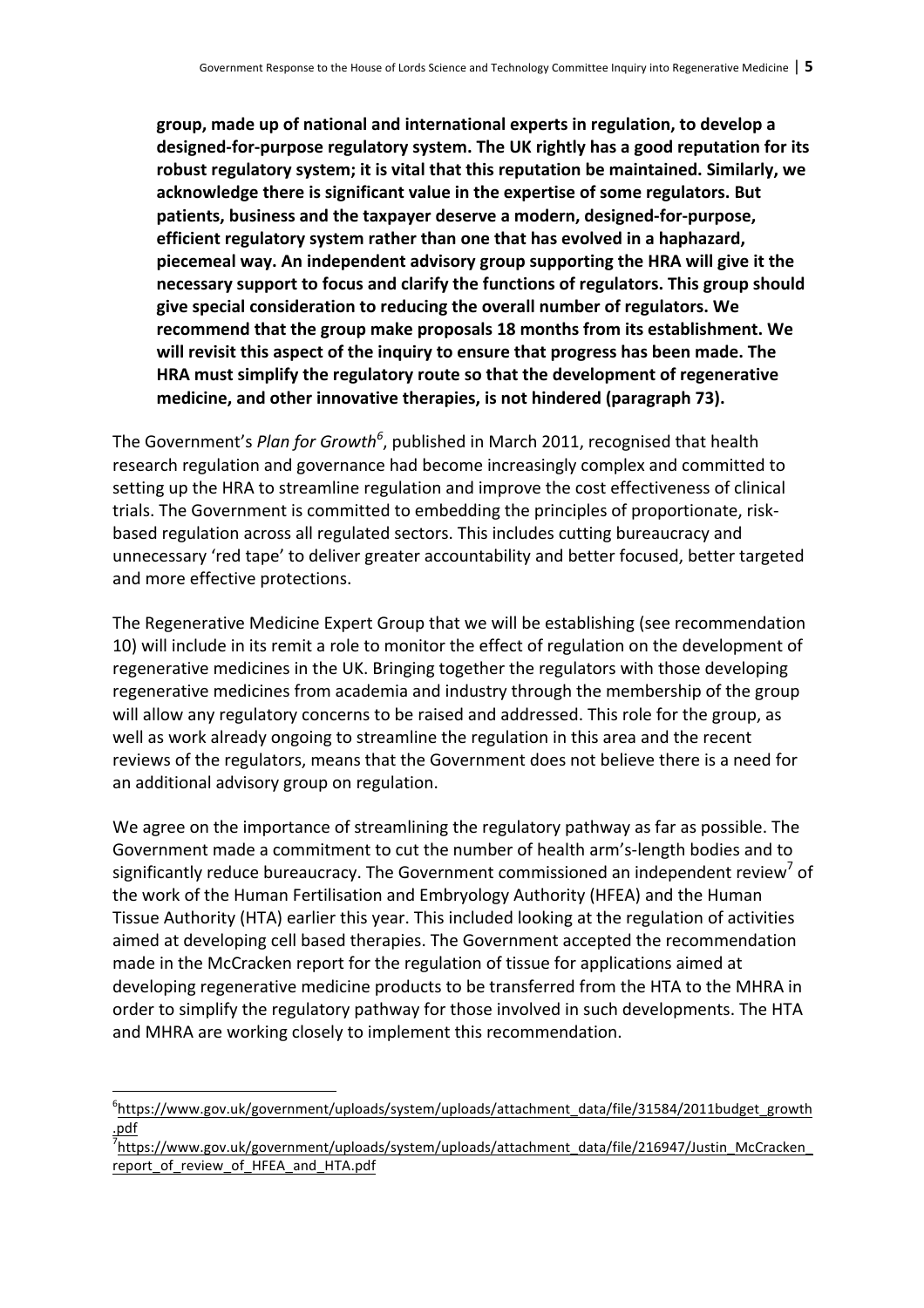**group, made up of national and international experts in regulation, to develop a designed-for-purpose regulatory system. The UK rightly has a good reputation for its robust regulatory system; it is vital that this reputation be maintained. Similarly, we acknowledge there is significant value in the expertise of some regulators. But patients, business and the taxpayer deserve a modern, designed-for-purpose, efficient regulatory system rather than one that has evolved in a haphazard, piecemeal way. An independent advisory group supporting the HRA will give it the necessary support to focus and clarify the functions of regulators. This group should give special consideration to reducing the overall number of regulators. We recommend that the group make proposals 18 months from its establishment. We will revisit this aspect of the inquiry to ensure that progress has been made. The HRA must simplify the regulatory route so that the development of regenerative medicine, and other innovative therapies, is not hindered (paragraph 73).**

The Government's *Plan for Growth*[6], published in March 2011, recognised that health research regulation and governance had become increasingly complex and committed to setting up the HRA to streamline regulation and improve the cost effectiveness of clinical trials. The Government is committed to embedding the principles of proportionate, risk-based regulation across all regulated sectors. This includes cutting bureaucracy and unnecessary 'red tape' to deliver greater accountability and better focused, better targeted and more effective protections.

The Regenerative Medicine Expert Group that we will be establishing (see recommendation 10) will include in its remit a role to monitor the effect of regulation on the development of regenerative medicines in the UK. Bringing together the regulators with those developing regenerative medicines from academia and industry through the membership of the group will allow any regulatory concerns to be raised and addressed. This role for the group, as well as work already ongoing to streamline the regulation in this area and the recent reviews of the regulators, means that the Government does not believe there is a need for an additional advisory group on regulation.

We agree on the importance of streamlining the regulatory pathway as far as possible. The Government made a commitment to cut the number of health arm's-length bodies and to significantly reduce bureaucracy. The Government commissioned an independent review[7] of the work of the Human Fertilisation and Embryology Authority (HFEA) and the Human Tissue Authority (HTA) earlier this year. This included looking at the regulation of activities aimed at developing cell based therapies. The Government accepted the recommendation made in the McCracken report for the regulation of tissue for applications aimed at developing regenerative medicine products to be transferred from the HTA to the MHRA in order to simplify the regulatory pathway for those involved in such developments. The HTA and MHRA are working closely to implement this recommendation.

---

[6] https://www.gov.uk/government/uploads/system/uploads/attachment_data/file/31584/2011budget_growth.pdf

[7] https://www.gov.uk/government/uploads/system/uploads/attachment_data/file/216947/Justin_McCracken_report_of_review_of_HFEA_and_HTA.pdf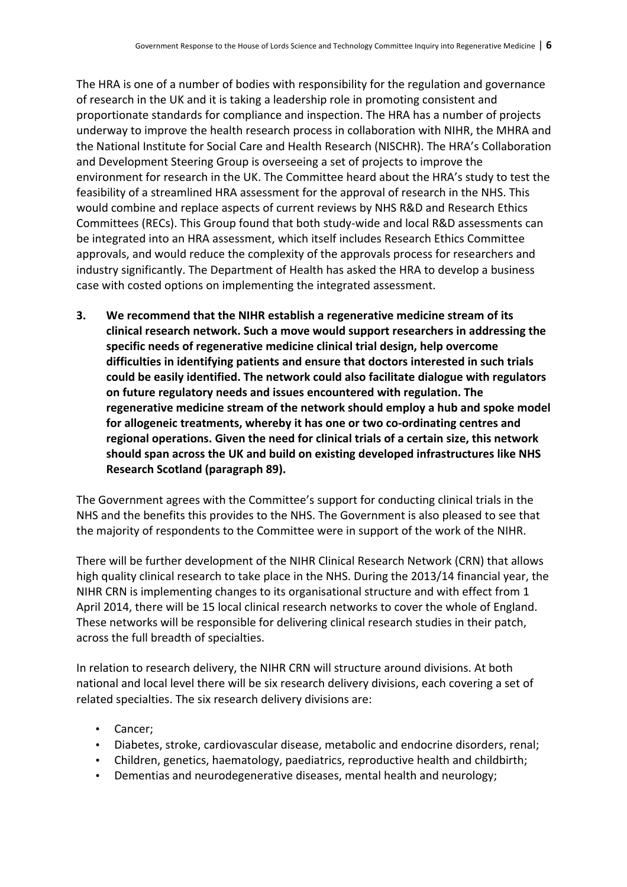The HRA is one of a number of bodies with responsibility for the regulation and governance of research in the UK and it is taking a leadership role in promoting consistent and proportionate standards for compliance and inspection. The HRA has a number of projects underway to improve the health research process in collaboration with NIHR, the MHRA and the National Institute for Social Care and Health Research (NISCHR). The HRA's Collaboration and Development Steering Group is overseeing a set of projects to improve the environment for research in the UK. The Committee heard about the HRA's study to test the feasibility of a streamlined HRA assessment for the approval of research in the NHS. This would combine and replace aspects of current reviews by NHS R&D and Research Ethics Committees (RECs). This Group found that both study-wide and local R&D assessments can be integrated into an HRA assessment, which itself includes Research Ethics Committee approvals, and would reduce the complexity of the approvals process for researchers and industry significantly. The Department of Health has asked the HRA to develop a business case with costed options on implementing the integrated assessment.

3. **We recommend that the NIHR establish a regenerative medicine stream of its clinical research network. Such a move would support researchers in addressing the specific needs of regenerative medicine clinical trial design, help overcome difficulties in identifying patients and ensure that doctors interested in such trials could be easily identified. The network could also facilitate dialogue with regulators on future regulatory needs and issues encountered with regulation. The regenerative medicine stream of the network should employ a hub and spoke model for allogeneic treatments, whereby it has one or two co-ordinating centres and regional operations. Given the need for clinical trials of a certain size, this network should span across the UK and build on existing developed infrastructures like NHS Research Scotland (paragraph 89).**

The Government agrees with the Committee's support for conducting clinical trials in the NHS and the benefits this provides to the NHS. The Government is also pleased to see that the majority of respondents to the Committee were in support of the work of the NIHR.

There will be further development of the NIHR Clinical Research Network (CRN) that allows high quality clinical research to take place in the NHS. During the 2013/14 financial year, the NIHR CRN is implementing changes to its organisational structure and with effect from 1 April 2014, there will be 15 local clinical research networks to cover the whole of England. These networks will be responsible for delivering clinical research studies in their patch, across the full breadth of specialties.

In relation to research delivery, the NIHR CRN will structure around divisions. At both national and local level there will be six research delivery divisions, each covering a set of related specialties. The six research delivery divisions are:

- Cancer;
- Diabetes, stroke, cardiovascular disease, metabolic and endocrine disorders, renal;
- Children, genetics, haematology, paediatrics, reproductive health and childbirth;
- Dementias and neurodegenerative diseases, mental health and neurology;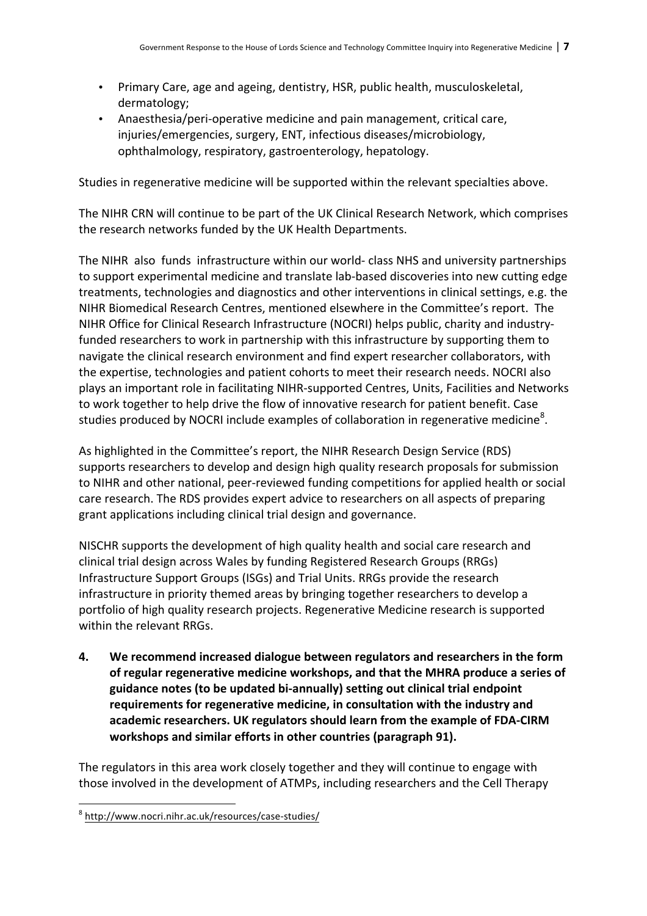- Primary Care, age and ageing, dentistry, HSR, public health, musculoskeletal, dermatology;
- Anaesthesia/peri-operative medicine and pain management, critical care, injuries/emergencies, surgery, ENT, infectious diseases/microbiology, ophthalmology, respiratory, gastroenterology, hepatology.

Studies in regenerative medicine will be supported within the relevant specialties above.

The NIHR CRN will continue to be part of the UK Clinical Research Network, which comprises the research networks funded by the UK Health Departments.

The NIHR also funds infrastructure within our world- class NHS and university partnerships to support experimental medicine and translate lab-based discoveries into new cutting edge treatments, technologies and diagnostics and other interventions in clinical settings, e.g. the NIHR Biomedical Research Centres, mentioned elsewhere in the Committee's report. The NIHR Office for Clinical Research Infrastructure (NOCRI) helps public, charity and industry-funded researchers to work in partnership with this infrastructure by supporting them to navigate the clinical research environment and find expert researcher collaborators, with the expertise, technologies and patient cohorts to meet their research needs. NOCRI also plays an important role in facilitating NIHR-supported Centres, Units, Facilities and Networks to work together to help drive the flow of innovative research for patient benefit. Case studies produced by NOCRI include examples of collaboration in regenerative medicine[8].

As highlighted in the Committee's report, the NIHR Research Design Service (RDS) supports researchers to develop and design high quality research proposals for submission to NIHR and other national, peer-reviewed funding competitions for applied health or social care research. The RDS provides expert advice to researchers on all aspects of preparing grant applications including clinical trial design and governance.

NISCHR supports the development of high quality health and social care research and clinical trial design across Wales by funding Registered Research Groups (RRGs) Infrastructure Support Groups (ISGs) and Trial Units. RRGs provide the research infrastructure in priority themed areas by bringing together researchers to develop a portfolio of high quality research projects. Regenerative Medicine research is supported within the relevant RRGs.

**4. We recommend increased dialogue between regulators and researchers in the form of regular regenerative medicine workshops, and that the MHRA produce a series of guidance notes (to be updated bi-annually) setting out clinical trial endpoint requirements for regenerative medicine, in consultation with the industry and academic researchers. UK regulators should learn from the example of FDA-CIRM workshops and similar efforts in other countries (paragraph 91).**

The regulators in this area work closely together and they will continue to engage with those involved in the development of ATMPs, including researchers and the Cell Therapy

[8] http://www.nocri.nihr.ac.uk/resources/case-studies/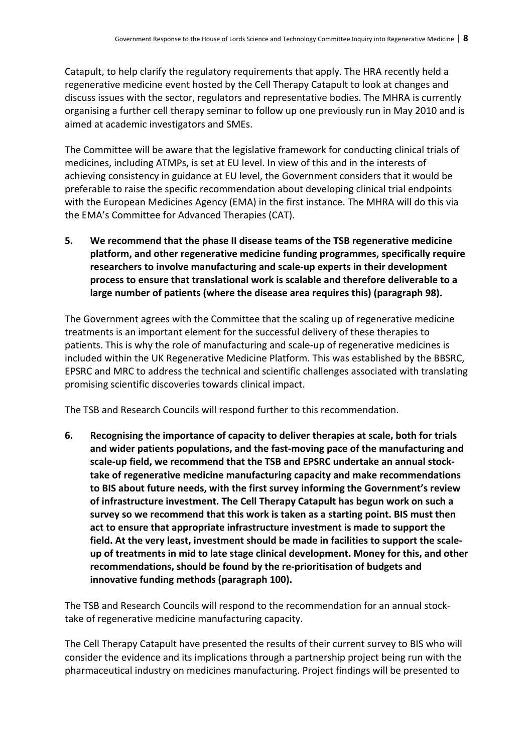Catapult, to help clarify the regulatory requirements that apply. The HRA recently held a regenerative medicine event hosted by the Cell Therapy Catapult to look at changes and discuss issues with the sector, regulators and representative bodies. The MHRA is currently organising a further cell therapy seminar to follow up one previously run in May 2010 and is aimed at academic investigators and SMEs.

The Committee will be aware that the legislative framework for conducting clinical trials of medicines, including ATMPs, is set at EU level. In view of this and in the interests of achieving consistency in guidance at EU level, the Government considers that it would be preferable to raise the specific recommendation about developing clinical trial endpoints with the European Medicines Agency (EMA) in the first instance. The MHRA will do this via the EMA's Committee for Advanced Therapies (CAT).

5. **We recommend that the phase II disease teams of the TSB regenerative medicine platform, and other regenerative medicine funding programmes, specifically require researchers to involve manufacturing and scale-up experts in their development process to ensure that translational work is scalable and therefore deliverable to a large number of patients (where the disease area requires this) (paragraph 98).**

The Government agrees with the Committee that the scaling up of regenerative medicine treatments is an important element for the successful delivery of these therapies to patients. This is why the role of manufacturing and scale-up of regenerative medicines is included within the UK Regenerative Medicine Platform. This was established by the BBSRC, EPSRC and MRC to address the technical and scientific challenges associated with translating promising scientific discoveries towards clinical impact.

The TSB and Research Councils will respond further to this recommendation.

6. **Recognising the importance of capacity to deliver therapies at scale, both for trials and wider patients populations, and the fast-moving pace of the manufacturing and scale-up field, we recommend that the TSB and EPSRC undertake an annual stock-take of regenerative medicine manufacturing capacity and make recommendations to BIS about future needs, with the first survey informing the Government's review of infrastructure investment. The Cell Therapy Catapult has begun work on such a survey so we recommend that this work is taken as a starting point. BIS must then act to ensure that appropriate infrastructure investment is made to support the field. At the very least, investment should be made in facilities to support the scale-up of treatments in mid to late stage clinical development. Money for this, and other recommendations, should be found by the re-prioritisation of budgets and innovative funding methods (paragraph 100).**

The TSB and Research Councils will respond to the recommendation for an annual stock-take of regenerative medicine manufacturing capacity.

The Cell Therapy Catapult have presented the results of their current survey to BIS who will consider the evidence and its implications through a partnership project being run with the pharmaceutical industry on medicines manufacturing. Project findings will be presented to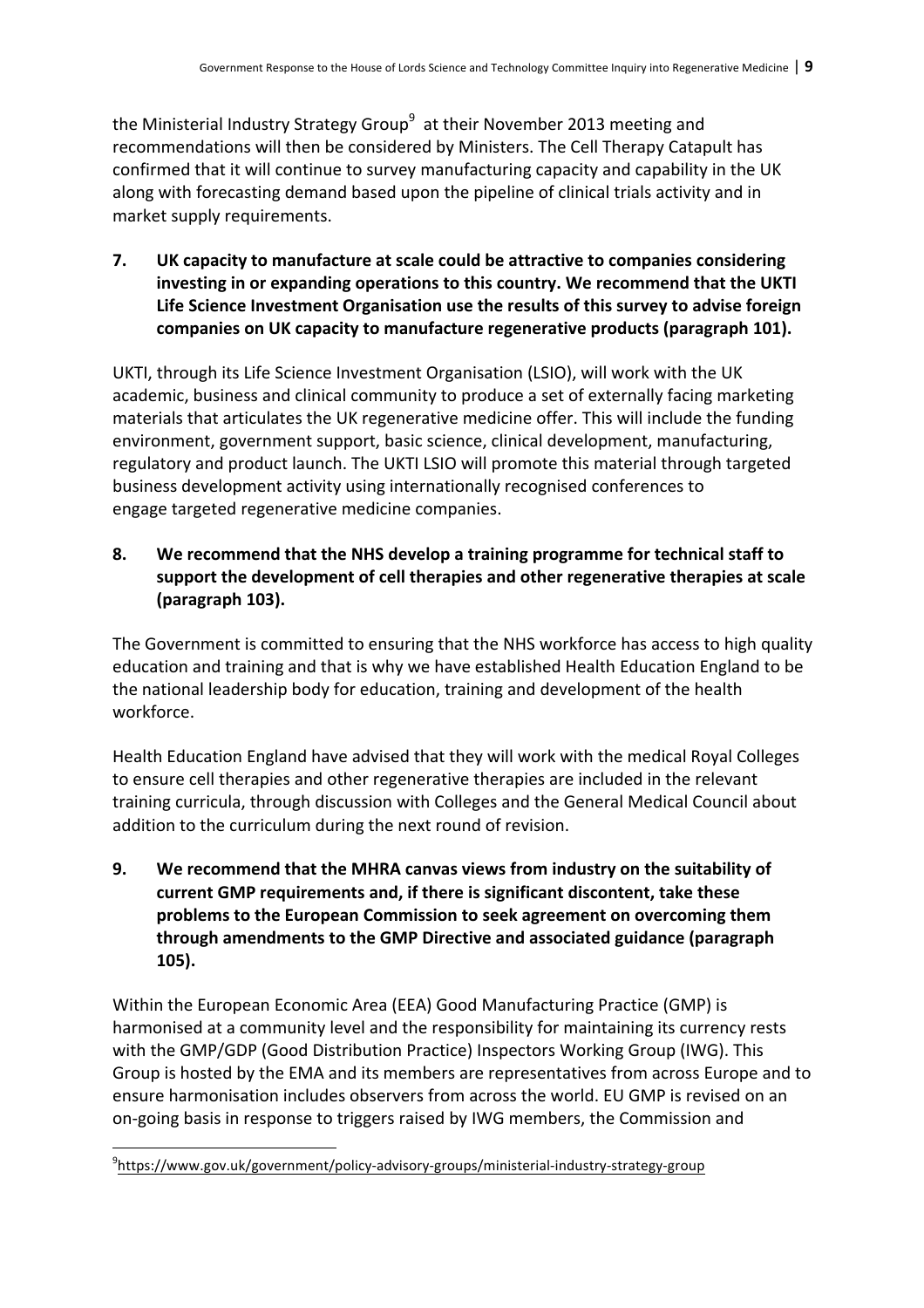the Ministerial Industry Strategy Group[9] at their November 2013 meeting and recommendations will then be considered by Ministers. The Cell Therapy Catapult has confirmed that it will continue to survey manufacturing capacity and capability in the UK along with forecasting demand based upon the pipeline of clinical trials activity and in market supply requirements.

**7. UK capacity to manufacture at scale could be attractive to companies considering investing in or expanding operations to this country. We recommend that the UKTI Life Science Investment Organisation use the results of this survey to advise foreign companies on UK capacity to manufacture regenerative products (paragraph 101).**

UKTI, through its Life Science Investment Organisation (LSIO), will work with the UK academic, business and clinical community to produce a set of externally facing marketing materials that articulates the UK regenerative medicine offer. This will include the funding environment, government support, basic science, clinical development, manufacturing, regulatory and product launch. The UKTI LSIO will promote this material through targeted business development activity using internationally recognised conferences to engage targeted regenerative medicine companies.

**8. We recommend that the NHS develop a training programme for technical staff to support the development of cell therapies and other regenerative therapies at scale (paragraph 103).**

The Government is committed to ensuring that the NHS workforce has access to high quality education and training and that is why we have established Health Education England to be the national leadership body for education, training and development of the health workforce.

Health Education England have advised that they will work with the medical Royal Colleges to ensure cell therapies and other regenerative therapies are included in the relevant training curricula, through discussion with Colleges and the General Medical Council about addition to the curriculum during the next round of revision.

**9. We recommend that the MHRA canvas views from industry on the suitability of current GMP requirements and, if there is significant discontent, take these problems to the European Commission to seek agreement on overcoming them through amendments to the GMP Directive and associated guidance (paragraph 105).**

Within the European Economic Area (EEA) Good Manufacturing Practice (GMP) is harmonised at a community level and the responsibility for maintaining its currency rests with the GMP/GDP (Good Distribution Practice) Inspectors Working Group (IWG). This Group is hosted by the EMA and its members are representatives from across Europe and to ensure harmonisation includes observers from across the world. EU GMP is revised on an on-going basis in response to triggers raised by IWG members, the Commission and

[9] https://www.gov.uk/government/policy-advisory-groups/ministerial-industry-strategy-group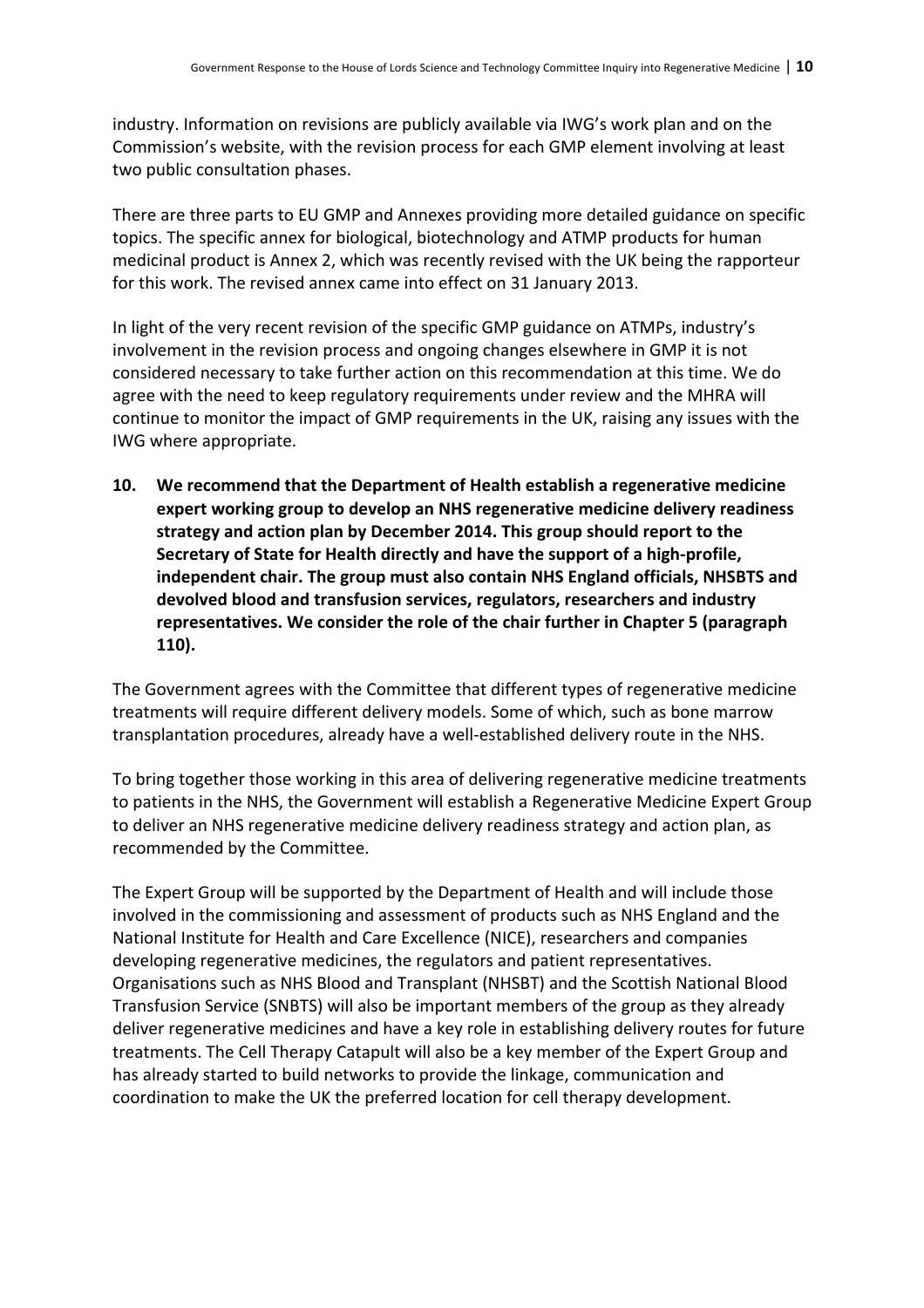industry. Information on revisions are publicly available via IWG's work plan and on the Commission's website, with the revision process for each GMP element involving at least two public consultation phases.

There are three parts to EU GMP and Annexes providing more detailed guidance on specific topics. The specific annex for biological, biotechnology and ATMP products for human medicinal product is Annex 2, which was recently revised with the UK being the rapporteur for this work. The revised annex came into effect on 31 January 2013.

In light of the very recent revision of the specific GMP guidance on ATMPs, industry's involvement in the revision process and ongoing changes elsewhere in GMP it is not considered necessary to take further action on this recommendation at this time. We do agree with the need to keep regulatory requirements under review and the MHRA will continue to monitor the impact of GMP requirements in the UK, raising any issues with the IWG where appropriate.

**10. We recommend that the Department of Health establish a regenerative medicine expert working group to develop an NHS regenerative medicine delivery readiness strategy and action plan by December 2014. This group should report to the Secretary of State for Health directly and have the support of a high-profile, independent chair. The group must also contain NHS England officials, NHSBTS and devolved blood and transfusion services, regulators, researchers and industry representatives. We consider the role of the chair further in Chapter 5 (paragraph 110).**

The Government agrees with the Committee that different types of regenerative medicine treatments will require different delivery models. Some of which, such as bone marrow transplantation procedures, already have a well-established delivery route in the NHS.

To bring together those working in this area of delivering regenerative medicine treatments to patients in the NHS, the Government will establish a Regenerative Medicine Expert Group to deliver an NHS regenerative medicine delivery readiness strategy and action plan, as recommended by the Committee.

The Expert Group will be supported by the Department of Health and will include those involved in the commissioning and assessment of products such as NHS England and the National Institute for Health and Care Excellence (NICE), researchers and companies developing regenerative medicines, the regulators and patient representatives. Organisations such as NHS Blood and Transplant (NHSBT) and the Scottish National Blood Transfusion Service (SNBTS) will also be important members of the group as they already deliver regenerative medicines and have a key role in establishing delivery routes for future treatments. The Cell Therapy Catapult will also be a key member of the Expert Group and has already started to build networks to provide the linkage, communication and coordination to make the UK the preferred location for cell therapy development.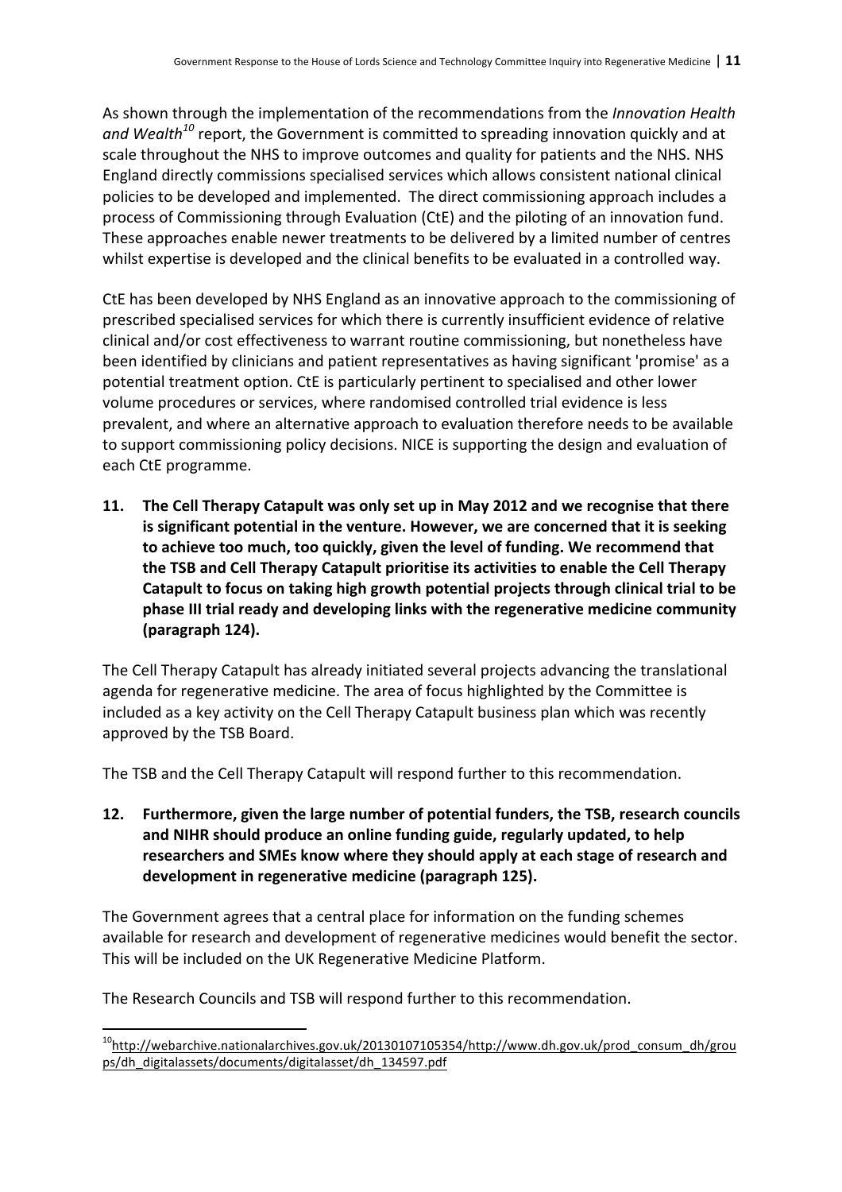As shown through the implementation of the recommendations from the *Innovation Health and Wealth*[10] report, the Government is committed to spreading innovation quickly and at scale throughout the NHS to improve outcomes and quality for patients and the NHS. NHS England directly commissions specialised services which allows consistent national clinical policies to be developed and implemented. The direct commissioning approach includes a process of Commissioning through Evaluation (CtE) and the piloting of an innovation fund. These approaches enable newer treatments to be delivered by a limited number of centres whilst expertise is developed and the clinical benefits to be evaluated in a controlled way.

CtE has been developed by NHS England as an innovative approach to the commissioning of prescribed specialised services for which there is currently insufficient evidence of relative clinical and/or cost effectiveness to warrant routine commissioning, but nonetheless have been identified by clinicians and patient representatives as having significant 'promise' as a potential treatment option. CtE is particularly pertinent to specialised and other lower volume procedures or services, where randomised controlled trial evidence is less prevalent, and where an alternative approach to evaluation therefore needs to be available to support commissioning policy decisions. NICE is supporting the design and evaluation of each CtE programme.

**11. The Cell Therapy Catapult was only set up in May 2012 and we recognise that there is significant potential in the venture. However, we are concerned that it is seeking to achieve too much, too quickly, given the level of funding. We recommend that the TSB and Cell Therapy Catapult prioritise its activities to enable the Cell Therapy Catapult to focus on taking high growth potential projects through clinical trial to be phase III trial ready and developing links with the regenerative medicine community (paragraph 124).**

The Cell Therapy Catapult has already initiated several projects advancing the translational agenda for regenerative medicine. The area of focus highlighted by the Committee is included as a key activity on the Cell Therapy Catapult business plan which was recently approved by the TSB Board.

The TSB and the Cell Therapy Catapult will respond further to this recommendation.

**12. Furthermore, given the large number of potential funders, the TSB, research councils and NIHR should produce an online funding guide, regularly updated, to help researchers and SMEs know where they should apply at each stage of research and development in regenerative medicine (paragraph 125).**

The Government agrees that a central place for information on the funding schemes available for research and development of regenerative medicines would benefit the sector. This will be included on the UK Regenerative Medicine Platform.

The Research Councils and TSB will respond further to this recommendation.

---

[10] http://webarchive.nationalarchives.gov.uk/20130107105354/http://www.dh.gov.uk/prod_consum_dh/groups/dh_digitalassets/documents/digitalasset/dh_134597.pdf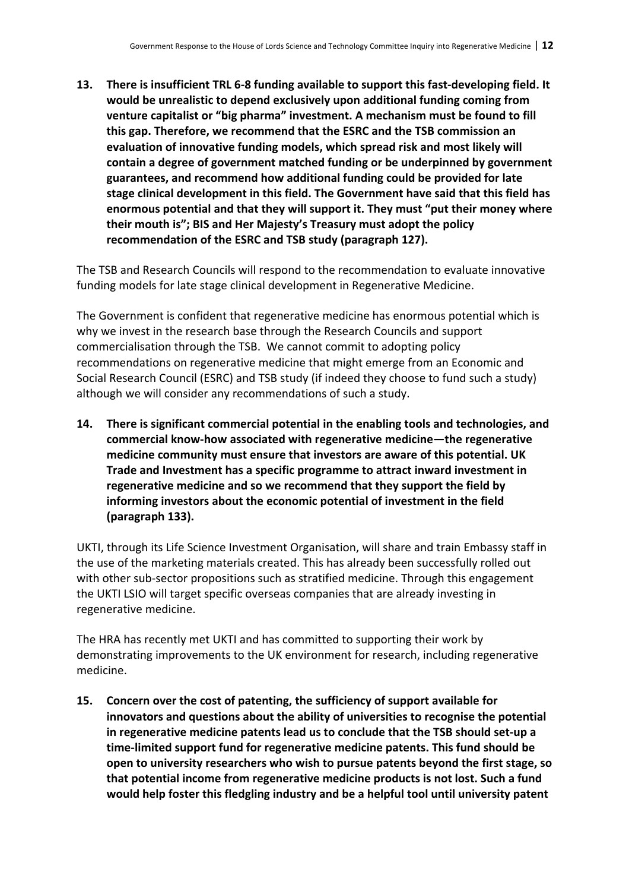**13. There is insufficient TRL 6-8 funding available to support this fast-developing field. It would be unrealistic to depend exclusively upon additional funding coming from venture capitalist or "big pharma" investment. A mechanism must be found to fill this gap. Therefore, we recommend that the ESRC and the TSB commission an evaluation of innovative funding models, which spread risk and most likely will contain a degree of government matched funding or be underpinned by government guarantees, and recommend how additional funding could be provided for late stage clinical development in this field. The Government have said that this field has enormous potential and that they will support it. They must "put their money where their mouth is"; BIS and Her Majesty's Treasury must adopt the policy recommendation of the ESRC and TSB study (paragraph 127).**

The TSB and Research Councils will respond to the recommendation to evaluate innovative funding models for late stage clinical development in Regenerative Medicine.

The Government is confident that regenerative medicine has enormous potential which is why we invest in the research base through the Research Councils and support commercialisation through the TSB. We cannot commit to adopting policy recommendations on regenerative medicine that might emerge from an Economic and Social Research Council (ESRC) and TSB study (if indeed they choose to fund such a study) although we will consider any recommendations of such a study.

**14. There is significant commercial potential in the enabling tools and technologies, and commercial know-how associated with regenerative medicine—the regenerative medicine community must ensure that investors are aware of this potential. UK Trade and Investment has a specific programme to attract inward investment in regenerative medicine and so we recommend that they support the field by informing investors about the economic potential of investment in the field (paragraph 133).**

UKTI, through its Life Science Investment Organisation, will share and train Embassy staff in the use of the marketing materials created. This has already been successfully rolled out with other sub-sector propositions such as stratified medicine. Through this engagement the UKTI LSIO will target specific overseas companies that are already investing in regenerative medicine.

The HRA has recently met UKTI and has committed to supporting their work by demonstrating improvements to the UK environment for research, including regenerative medicine.

**15. Concern over the cost of patenting, the sufficiency of support available for innovators and questions about the ability of universities to recognise the potential in regenerative medicine patents lead us to conclude that the TSB should set-up a time-limited support fund for regenerative medicine patents. This fund should be open to university researchers who wish to pursue patents beyond the first stage, so that potential income from regenerative medicine products is not lost. Such a fund would help foster this fledgling industry and be a helpful tool until university patent**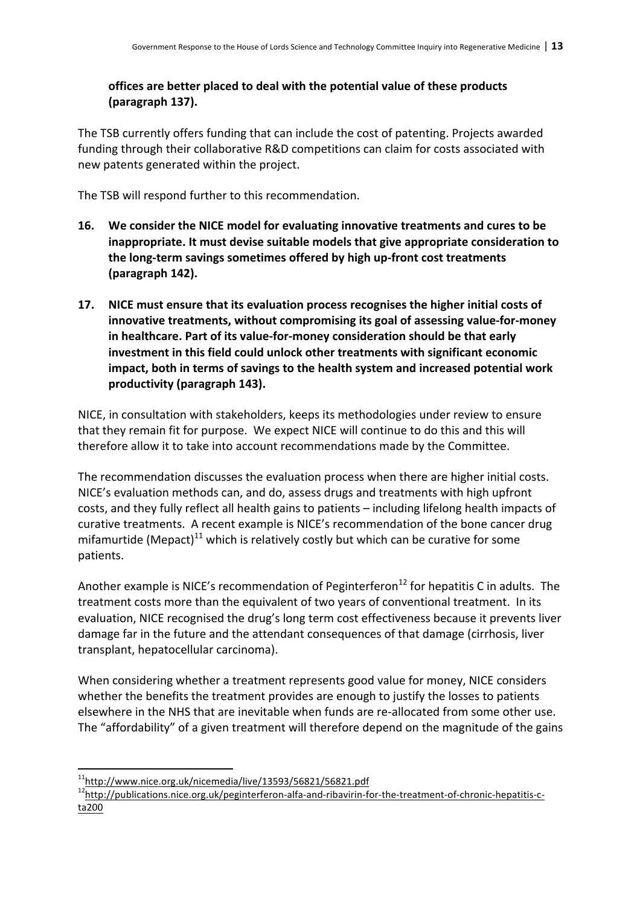**offices are better placed to deal with the potential value of these products (paragraph 137).**

The TSB currently offers funding that can include the cost of patenting. Projects awarded funding through their collaborative R&D competitions can claim for costs associated with new patents generated within the project.

The TSB will respond further to this recommendation.

**16. We consider the NICE model for evaluating innovative treatments and cures to be inappropriate. It must devise suitable models that give appropriate consideration to the long-term savings sometimes offered by high up-front cost treatments (paragraph 142).**

**17. NICE must ensure that its evaluation process recognises the higher initial costs of innovative treatments, without compromising its goal of assessing value-for-money in healthcare. Part of its value-for-money consideration should be that early investment in this field could unlock other treatments with significant economic impact, both in terms of savings to the health system and increased potential work productivity (paragraph 143).**

NICE, in consultation with stakeholders, keeps its methodologies under review to ensure that they remain fit for purpose. We expect NICE will continue to do this and this will therefore allow it to take into account recommendations made by the Committee.

The recommendation discusses the evaluation process when there are higher initial costs. NICE's evaluation methods can, and do, assess drugs and treatments with high upfront costs, and they fully reflect all health gains to patients – including lifelong health impacts of curative treatments. A recent example is NICE's recommendation of the bone cancer drug mifamurtide (Mepact)[11] which is relatively costly but which can be curative for some patients.

Another example is NICE's recommendation of Peginterferon[12] for hepatitis C in adults. The treatment costs more than the equivalent of two years of conventional treatment. In its evaluation, NICE recognised the drug's long term cost effectiveness because it prevents liver damage far in the future and the attendant consequences of that damage (cirrhosis, liver transplant, hepatocellular carcinoma).

When considering whether a treatment represents good value for money, NICE considers whether the benefits the treatment provides are enough to justify the losses to patients elsewhere in the NHS that are inevitable when funds are re-allocated from some other use. The "affordability" of a given treatment will therefore depend on the magnitude of the gains

---

[11] http://www.nice.org.uk/nicemedia/live/13593/56821/56821.pdf

[12] http://publications.nice.org.uk/peginterferon-alfa-and-ribavirin-for-the-treatment-of-chronic-hepatitis-c-ta200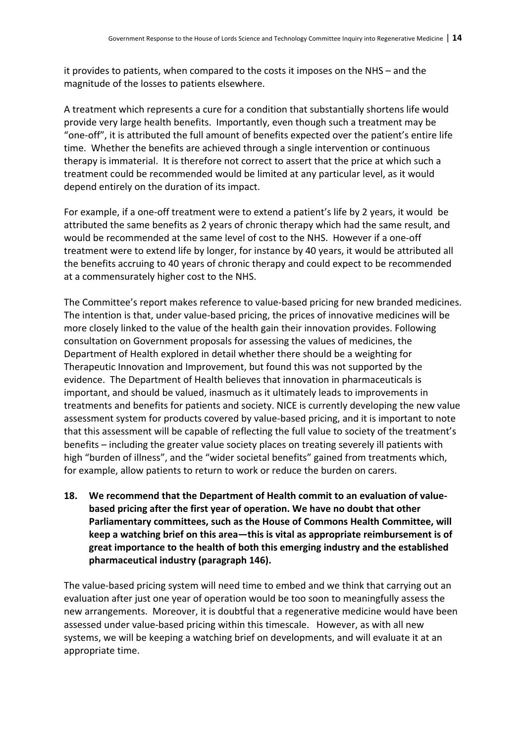it provides to patients, when compared to the costs it imposes on the NHS – and the magnitude of the losses to patients elsewhere.

A treatment which represents a cure for a condition that substantially shortens life would provide very large health benefits. Importantly, even though such a treatment may be "one-off", it is attributed the full amount of benefits expected over the patient's entire life time. Whether the benefits are achieved through a single intervention or continuous therapy is immaterial. It is therefore not correct to assert that the price at which such a treatment could be recommended would be limited at any particular level, as it would depend entirely on the duration of its impact.

For example, if a one-off treatment were to extend a patient's life by 2 years, it would be attributed the same benefits as 2 years of chronic therapy which had the same result, and would be recommended at the same level of cost to the NHS. However if a one-off treatment were to extend life by longer, for instance by 40 years, it would be attributed all the benefits accruing to 40 years of chronic therapy and could expect to be recommended at a commensurately higher cost to the NHS.

The Committee's report makes reference to value-based pricing for new branded medicines. The intention is that, under value-based pricing, the prices of innovative medicines will be more closely linked to the value of the health gain their innovation provides. Following consultation on Government proposals for assessing the values of medicines, the Department of Health explored in detail whether there should be a weighting for Therapeutic Innovation and Improvement, but found this was not supported by the evidence. The Department of Health believes that innovation in pharmaceuticals is important, and should be valued, inasmuch as it ultimately leads to improvements in treatments and benefits for patients and society. NICE is currently developing the new value assessment system for products covered by value-based pricing, and it is important to note that this assessment will be capable of reflecting the full value to society of the treatment's benefits – including the greater value society places on treating severely ill patients with high "burden of illness", and the "wider societal benefits" gained from treatments which, for example, allow patients to return to work or reduce the burden on carers.

**18. We recommend that the Department of Health commit to an evaluation of value-based pricing after the first year of operation. We have no doubt that other Parliamentary committees, such as the House of Commons Health Committee, will keep a watching brief on this area—this is vital as appropriate reimbursement is of great importance to the health of both this emerging industry and the established pharmaceutical industry (paragraph 146).**

The value-based pricing system will need time to embed and we think that carrying out an evaluation after just one year of operation would be too soon to meaningfully assess the new arrangements. Moreover, it is doubtful that a regenerative medicine would have been assessed under value-based pricing within this timescale. However, as with all new systems, we will be keeping a watching brief on developments, and will evaluate it at an appropriate time.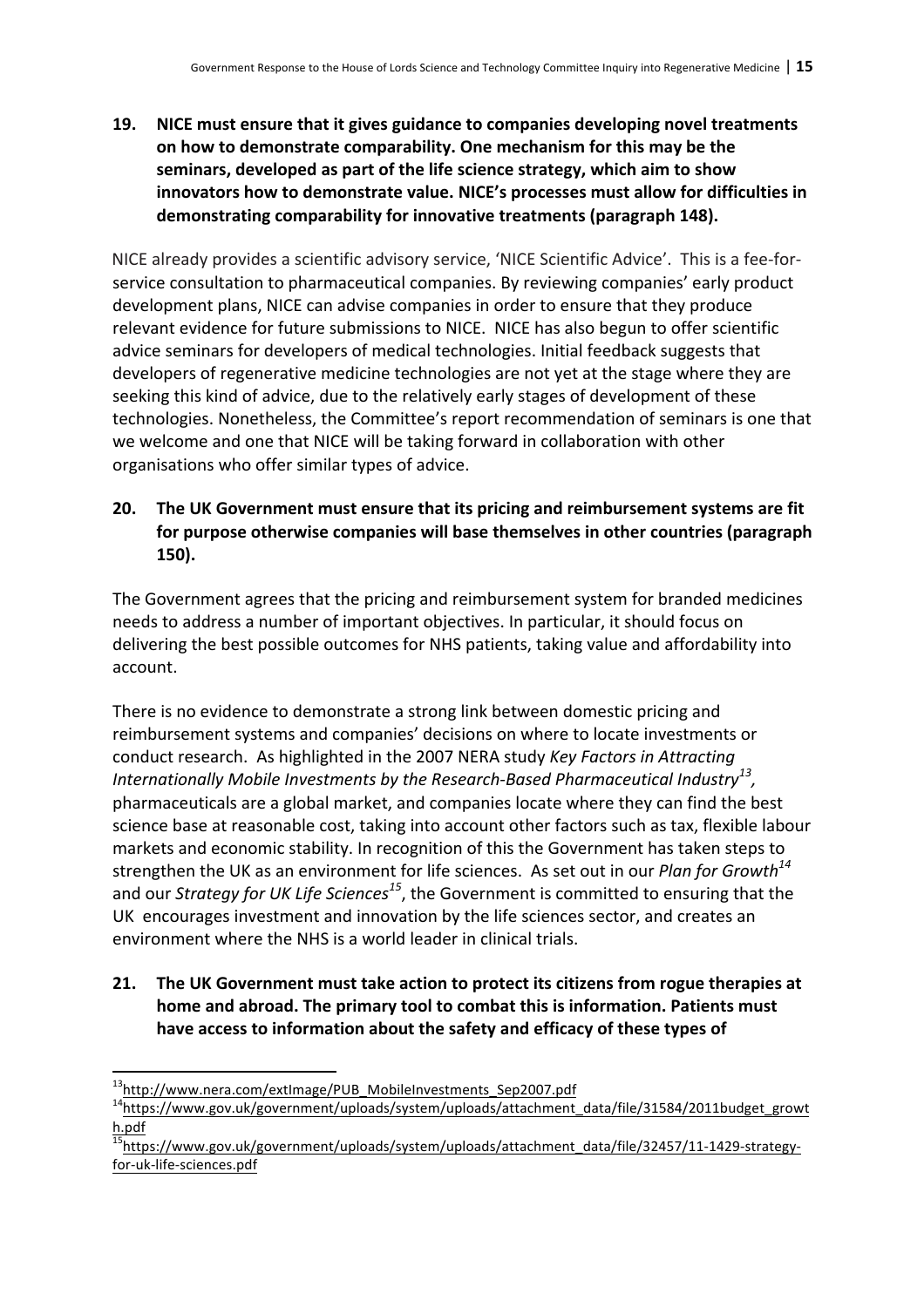**19. NICE must ensure that it gives guidance to companies developing novel treatments on how to demonstrate comparability. One mechanism for this may be the seminars, developed as part of the life science strategy, which aim to show innovators how to demonstrate value. NICE's processes must allow for difficulties in demonstrating comparability for innovative treatments (paragraph 148).**

NICE already provides a scientific advisory service, 'NICE Scientific Advice'. This is a fee-for-service consultation to pharmaceutical companies. By reviewing companies' early product development plans, NICE can advise companies in order to ensure that they produce relevant evidence for future submissions to NICE. NICE has also begun to offer scientific advice seminars for developers of medical technologies. Initial feedback suggests that developers of regenerative medicine technologies are not yet at the stage where they are seeking this kind of advice, due to the relatively early stages of development of these technologies. Nonetheless, the Committee's report recommendation of seminars is one that we welcome and one that NICE will be taking forward in collaboration with other organisations who offer similar types of advice.

**20. The UK Government must ensure that its pricing and reimbursement systems are fit for purpose otherwise companies will base themselves in other countries (paragraph 150).**

The Government agrees that the pricing and reimbursement system for branded medicines needs to address a number of important objectives. In particular, it should focus on delivering the best possible outcomes for NHS patients, taking value and affordability into account.

There is no evidence to demonstrate a strong link between domestic pricing and reimbursement systems and companies' decisions on where to locate investments or conduct research. As highlighted in the 2007 NERA study *Key Factors in Attracting Internationally Mobile Investments by the Research-Based Pharmaceutical Industry*[13], pharmaceuticals are a global market, and companies locate where they can find the best science base at reasonable cost, taking into account other factors such as tax, flexible labour markets and economic stability. In recognition of this the Government has taken steps to strengthen the UK as an environment for life sciences. As set out in our *Plan for Growth*[14] and our *Strategy for UK Life Sciences*[15], the Government is committed to ensuring that the UK encourages investment and innovation by the life sciences sector, and creates an environment where the NHS is a world leader in clinical trials.

**21. The UK Government must take action to protect its citizens from rogue therapies at home and abroad. The primary tool to combat this is information. Patients must have access to information about the safety and efficacy of these types of**

---

[13] http://www.nera.com/extImage/PUB_MobileInvestments_Sep2007.pdf

[14] https://www.gov.uk/government/uploads/system/uploads/attachment_data/file/31584/2011budget_growth.pdf

[15] https://www.gov.uk/government/uploads/system/uploads/attachment_data/file/32457/11-1429-strategy-for-uk-life-sciences.pdf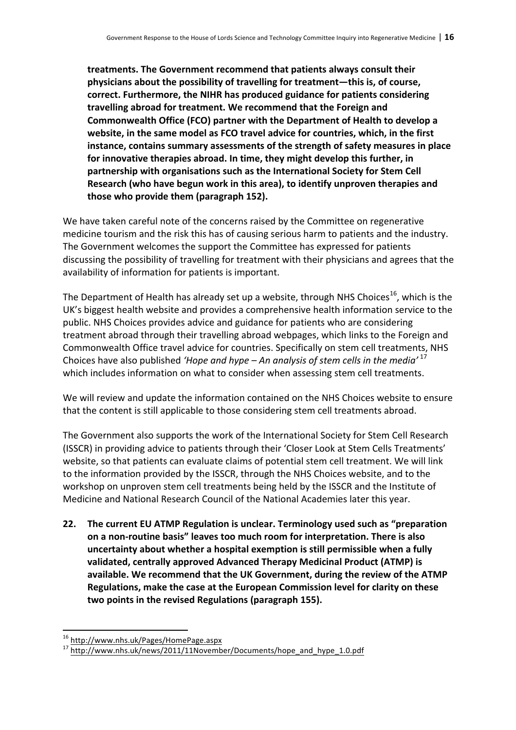**treatments. The Government recommend that patients always consult their physicians about the possibility of travelling for treatment—this is, of course, correct. Furthermore, the NIHR has produced guidance for patients considering travelling abroad for treatment. We recommend that the Foreign and Commonwealth Office (FCO) partner with the Department of Health to develop a website, in the same model as FCO travel advice for countries, which, in the first instance, contains summary assessments of the strength of safety measures in place for innovative therapies abroad. In time, they might develop this further, in partnership with organisations such as the International Society for Stem Cell Research (who have begun work in this area), to identify unproven therapies and those who provide them (paragraph 152).**

We have taken careful note of the concerns raised by the Committee on regenerative medicine tourism and the risk this has of causing serious harm to patients and the industry. The Government welcomes the support the Committee has expressed for patients discussing the possibility of travelling for treatment with their physicians and agrees that the availability of information for patients is important.

The Department of Health has already set up a website, through NHS Choices[16], which is the UK's biggest health website and provides a comprehensive health information service to the public. NHS Choices provides advice and guidance for patients who are considering treatment abroad through their travelling abroad webpages, which links to the Foreign and Commonwealth Office travel advice for countries. Specifically on stem cell treatments, NHS Choices have also published *'Hope and hype – An analysis of stem cells in the media'*[17] which includes information on what to consider when assessing stem cell treatments.

We will review and update the information contained on the NHS Choices website to ensure that the content is still applicable to those considering stem cell treatments abroad.

The Government also supports the work of the International Society for Stem Cell Research (ISSCR) in providing advice to patients through their 'Closer Look at Stem Cells Treatments' website, so that patients can evaluate claims of potential stem cell treatment. We will link to the information provided by the ISSCR, through the NHS Choices website, and to the workshop on unproven stem cell treatments being held by the ISSCR and the Institute of Medicine and National Research Council of the National Academies later this year.

**22. The current EU ATMP Regulation is unclear. Terminology used such as "preparation on a non-routine basis" leaves too much room for interpretation. There is also uncertainty about whether a hospital exemption is still permissible when a fully validated, centrally approved Advanced Therapy Medicinal Product (ATMP) is available. We recommend that the UK Government, during the review of the ATMP Regulations, make the case at the European Commission level for clarity on these two points in the revised Regulations (paragraph 155).**

---

[16] http://www.nhs.uk/Pages/HomePage.aspx

[17] http://www.nhs.uk/news/2011/11November/Documents/hope_and_hype_1.0.pdf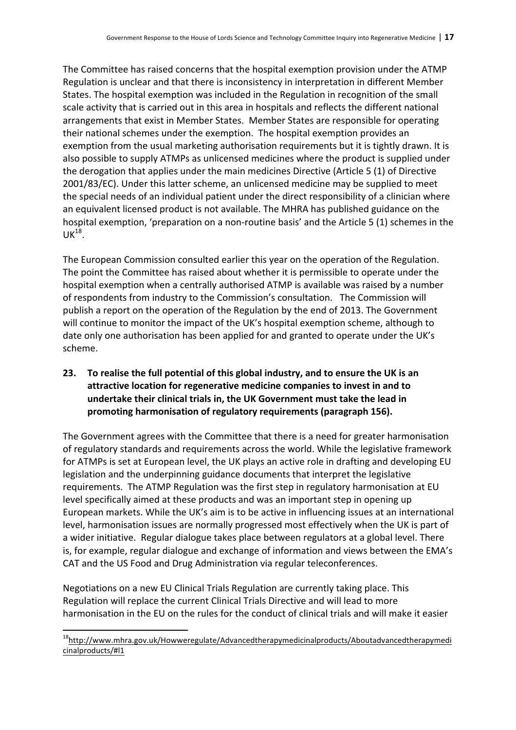The Committee has raised concerns that the hospital exemption provision under the ATMP Regulation is unclear and that there is inconsistency in interpretation in different Member States. The hospital exemption was included in the Regulation in recognition of the small scale activity that is carried out in this area in hospitals and reflects the different national arrangements that exist in Member States. Member States are responsible for operating their national schemes under the exemption. The hospital exemption provides an exemption from the usual marketing authorisation requirements but it is tightly drawn. It is also possible to supply ATMPs as unlicensed medicines where the product is supplied under the derogation that applies under the main medicines Directive (Article 5 (1) of Directive 2001/83/EC). Under this latter scheme, an unlicensed medicine may be supplied to meet the special needs of an individual patient under the direct responsibility of a clinician where an equivalent licensed product is not available. The MHRA has published guidance on the hospital exemption, 'preparation on a non-routine basis' and the Article 5 (1) schemes in the UK[18].

The European Commission consulted earlier this year on the operation of the Regulation. The point the Committee has raised about whether it is permissible to operate under the hospital exemption when a centrally authorised ATMP is available was raised by a number of respondents from industry to the Commission's consultation. The Commission will publish a report on the operation of the Regulation by the end of 2013. The Government will continue to monitor the impact of the UK's hospital exemption scheme, although to date only one authorisation has been applied for and granted to operate under the UK's scheme.

**23. To realise the full potential of this global industry, and to ensure the UK is an attractive location for regenerative medicine companies to invest in and to undertake their clinical trials in, the UK Government must take the lead in promoting harmonisation of regulatory requirements (paragraph 156).**

The Government agrees with the Committee that there is a need for greater harmonisation of regulatory standards and requirements across the world. While the legislative framework for ATMPs is set at European level, the UK plays an active role in drafting and developing EU legislation and the underpinning guidance documents that interpret the legislative requirements. The ATMP Regulation was the first step in regulatory harmonisation at EU level specifically aimed at these products and was an important step in opening up European markets. While the UK's aim is to be active in influencing issues at an international level, harmonisation issues are normally progressed most effectively when the UK is part of a wider initiative. Regular dialogue takes place between regulators at a global level. There is, for example, regular dialogue and exchange of information and views between the EMA's CAT and the US Food and Drug Administration via regular teleconferences.

Negotiations on a new EU Clinical Trials Regulation are currently taking place. This Regulation will replace the current Clinical Trials Directive and will lead to more harmonisation in the EU on the rules for the conduct of clinical trials and will make it easier

[18] http://www.mhra.gov.uk/Howweregulate/Advancedtherapymedicinalproducts/Aboutadvancedtherapymedicinalproducts/#l1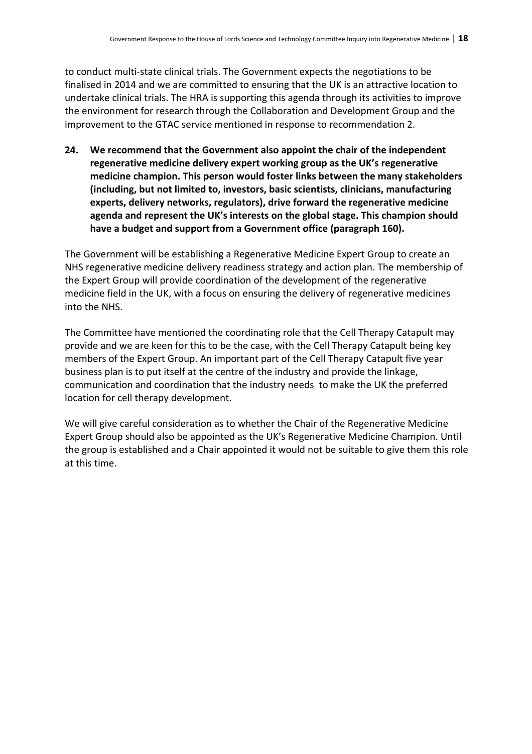to conduct multi-state clinical trials. The Government expects the negotiations to be finalised in 2014 and we are committed to ensuring that the UK is an attractive location to undertake clinical trials. The HRA is supporting this agenda through its activities to improve the environment for research through the Collaboration and Development Group and the improvement to the GTAC service mentioned in response to recommendation 2.

**24. We recommend that the Government also appoint the chair of the independent regenerative medicine delivery expert working group as the UK's regenerative medicine champion. This person would foster links between the many stakeholders (including, but not limited to, investors, basic scientists, clinicians, manufacturing experts, delivery networks, regulators), drive forward the regenerative medicine agenda and represent the UK's interests on the global stage. This champion should have a budget and support from a Government office (paragraph 160).**

The Government will be establishing a Regenerative Medicine Expert Group to create an NHS regenerative medicine delivery readiness strategy and action plan. The membership of the Expert Group will provide coordination of the development of the regenerative medicine field in the UK, with a focus on ensuring the delivery of regenerative medicines into the NHS.

The Committee have mentioned the coordinating role that the Cell Therapy Catapult may provide and we are keen for this to be the case, with the Cell Therapy Catapult being key members of the Expert Group. An important part of the Cell Therapy Catapult five year business plan is to put itself at the centre of the industry and provide the linkage, communication and coordination that the industry needs to make the UK the preferred location for cell therapy development.

We will give careful consideration as to whether the Chair of the Regenerative Medicine Expert Group should also be appointed as the UK's Regenerative Medicine Champion. Until the group is established and a Chair appointed it would not be suitable to give them this role at this time.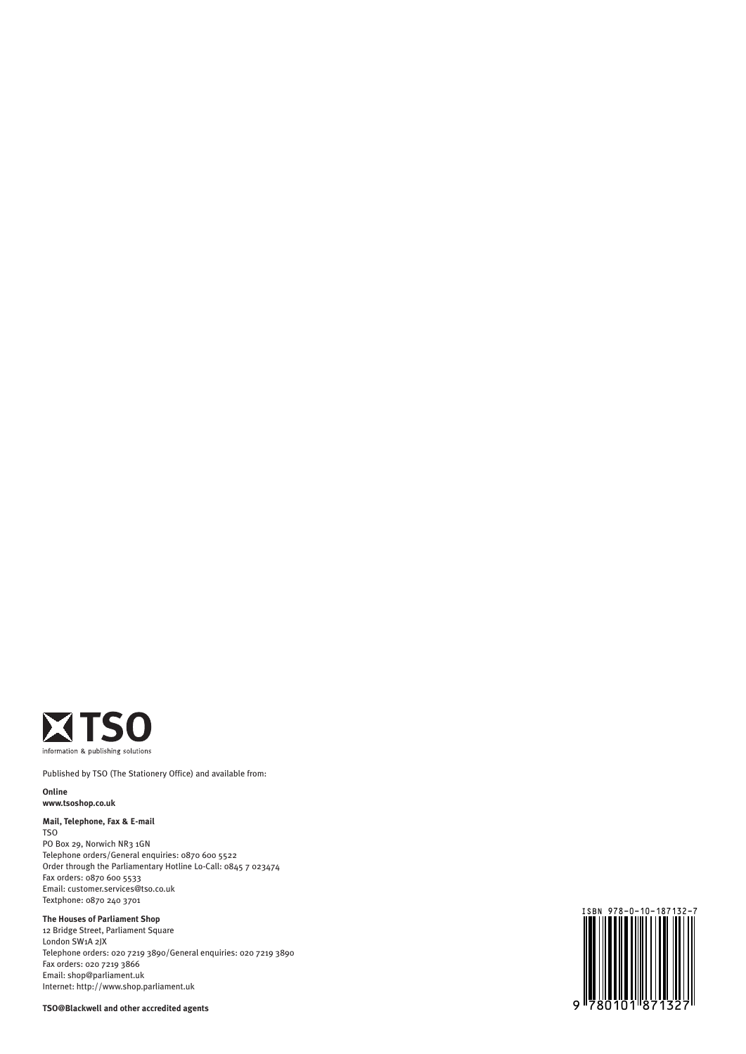TSO

information & publishing solutions

Published by TSO (The Stationery Office) and available from:

**Online**
**www.tsoshop.co.uk**

**Mail, Telephone, Fax & E-mail**
TSO
PO Box 29, Norwich NR3 1GN
Telephone orders/General enquiries: 0870 600 5522
Order through the Parliamentary Hotline Lo-Call: 0845 7 023474
Fax orders: 0870 600 5533
Email: customer.services@tso.co.uk
Textphone: 0870 240 3701

**The Houses of Parliament Shop**
12 Bridge Street, Parliament Square
London SW1A 2JX
Telephone orders: 020 7219 3890/General enquiries: 020 7219 3890
Fax orders: 020 7219 3866
Email: shop@parliament.uk
Internet: http://www.shop.parliament.uk

**TSO@Blackwell and other accredited agents**

ISBN 978-0-10-187132-7

9 780101 871327